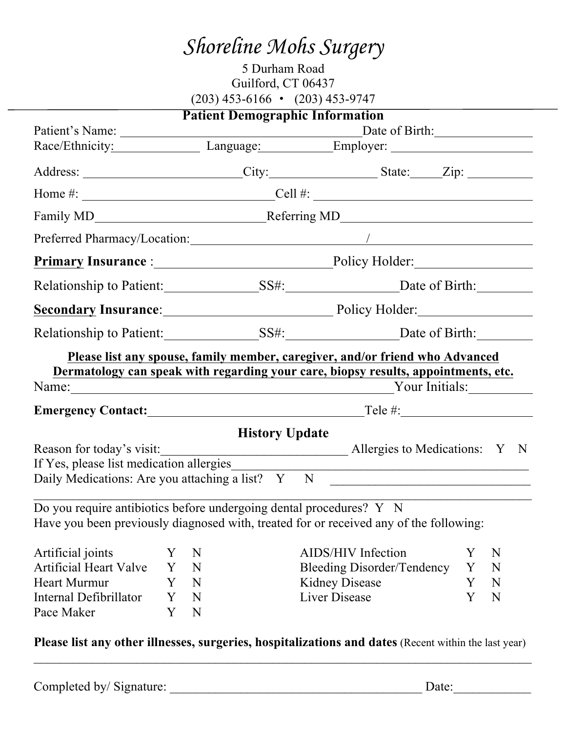# *Shoreline Mohs Surgery*

5 Durham Road
Guilford, CT 06437
(203) 453-6166 • (203) 453-9747

## Patient Demographic Information

Patient's Name: ______________________________ Date of Birth: ______________

Race/Ethnicity: ______________ Language: ___________ Employer: ______________________

Address: _________________________ City: _________________ State: _____ Zip: __________

Home #: ______________________________ Cell #: ______________________________

Family MD ___________________________ Referring MD ______________________________

Preferred Pharmacy/Location: ___________________________ / ________________________

**Primary Insurance** : ___________________________ Policy Holder: _________________

Relationship to Patient: ______________ SS#: _________________ Date of Birth: ________

**Secondary Insurance**: ___________________________ Policy Holder: _________________

Relationship to Patient: ______________ SS#: _________________ Date of Birth: ________

**Please list any spouse, family member, caregiver, and/or friend who Advanced Dermatology can speak with regarding your care, biopsy results, appointments, etc.**

Name: ___________________________________________________ Your Initials: __________

**Emergency Contact:** ___________________________________ Tele #: ____________________

## History Update

Reason for today's visit: ______________________________ Allergies to Medications: Y N

If Yes, please list medication allergies ________________________________________________

Daily Medications: Are you attaching a list? Y N _________________________________

______________________________________________________________________________

Do you require antibiotics before undergoing dental procedures? Y N

Have you been previously diagnosed with, treated for or received any of the following:

| | | | | | |
|---|---|---|---|---|---|
| Artificial joints | Y | N | AIDS/HIV Infection | Y | N |
| Artificial Heart Valve | Y | N | Bleeding Disorder/Tendency | Y | N |
| Heart Murmur | Y | N | Kidney Disease | Y | N |
| Internal Defibrillator | Y | N | Liver Disease | Y | N |
| Pace Maker | Y | N | | | |

**Please list any other illnesses, surgeries, hospitalizations and dates** (Recent within the last year)

______________________________________________________________________________

Completed by/ Signature: ________________________________________ Date: ____________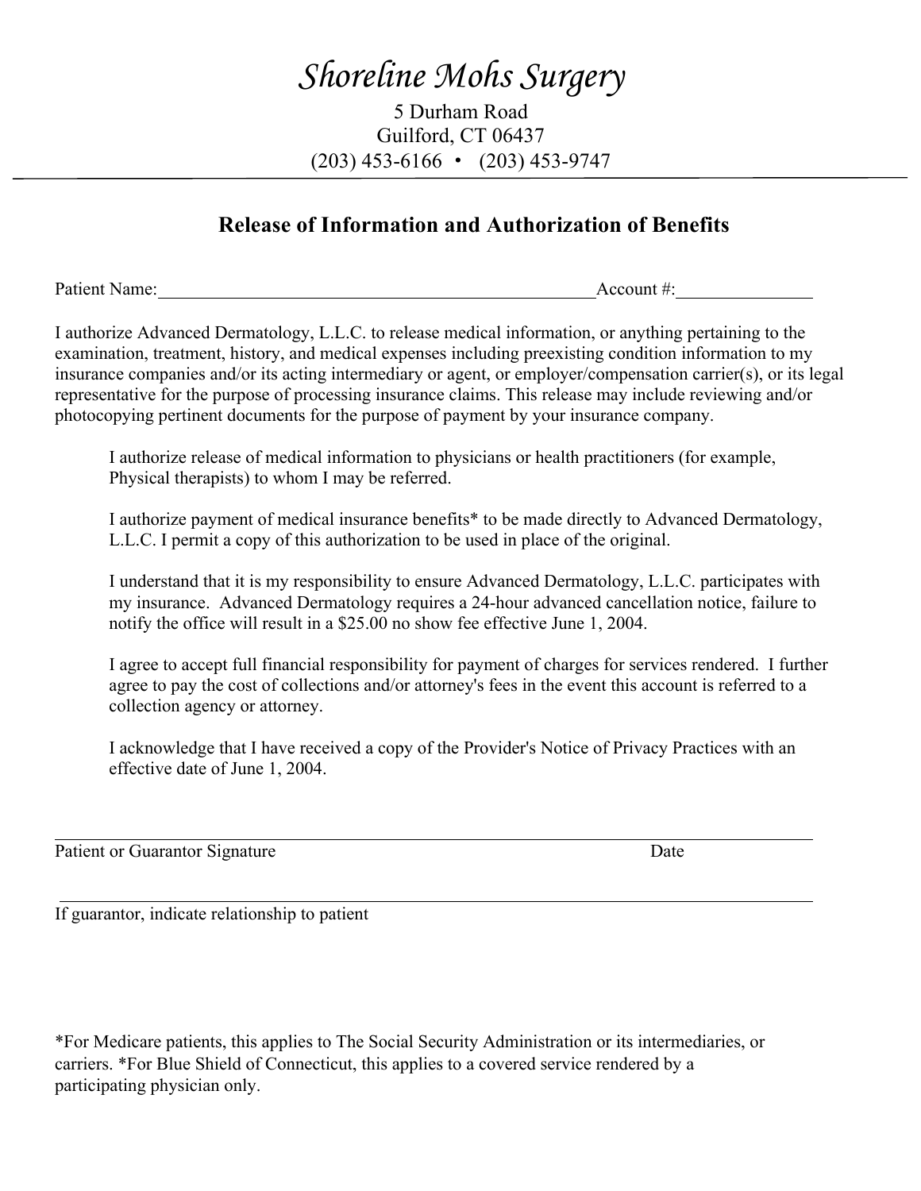# *Shoreline Mohs Surgery*

5 Durham Road
Guilford, CT 06437
(203) 453-6166 • (203) 453-9747

---

## Release of Information and Authorization of Benefits

Patient Name:_______________________________________________Account #:_______________

I authorize Advanced Dermatology, L.L.C. to release medical information, or anything pertaining to the examination, treatment, history, and medical expenses including preexisting condition information to my insurance companies and/or its acting intermediary or agent, or employer/compensation carrier(s), or its legal representative for the purpose of processing insurance claims. This release may include reviewing and/or photocopying pertinent documents for the purpose of payment by your insurance company.

> I authorize release of medical information to physicians or health practitioners (for example, Physical therapists) to whom I may be referred.
>
> I authorize payment of medical insurance benefits* to be made directly to Advanced Dermatology, L.L.C. I permit a copy of this authorization to be used in place of the original.
>
> I understand that it is my responsibility to ensure Advanced Dermatology, L.L.C. participates with my insurance. Advanced Dermatology requires a 24-hour advanced cancellation notice, failure to notify the office will result in a $25.00 no show fee effective June 1, 2004.
>
> I agree to accept full financial responsibility for payment of charges for services rendered. I further agree to pay the cost of collections and/or attorney's fees in the event this account is referred to a collection agency or attorney.
>
> I acknowledge that I have received a copy of the Provider's Notice of Privacy Practices with an effective date of June 1, 2004.

_______________________________________________________________________________
Patient or Guarantor Signature                                                                Date

_______________________________________________________________________________
If guarantor, indicate relationship to patient

*For Medicare patients, this applies to The Social Security Administration or its intermediaries, or carriers. *For Blue Shield of Connecticut, this applies to a covered service rendered by a participating physician only.